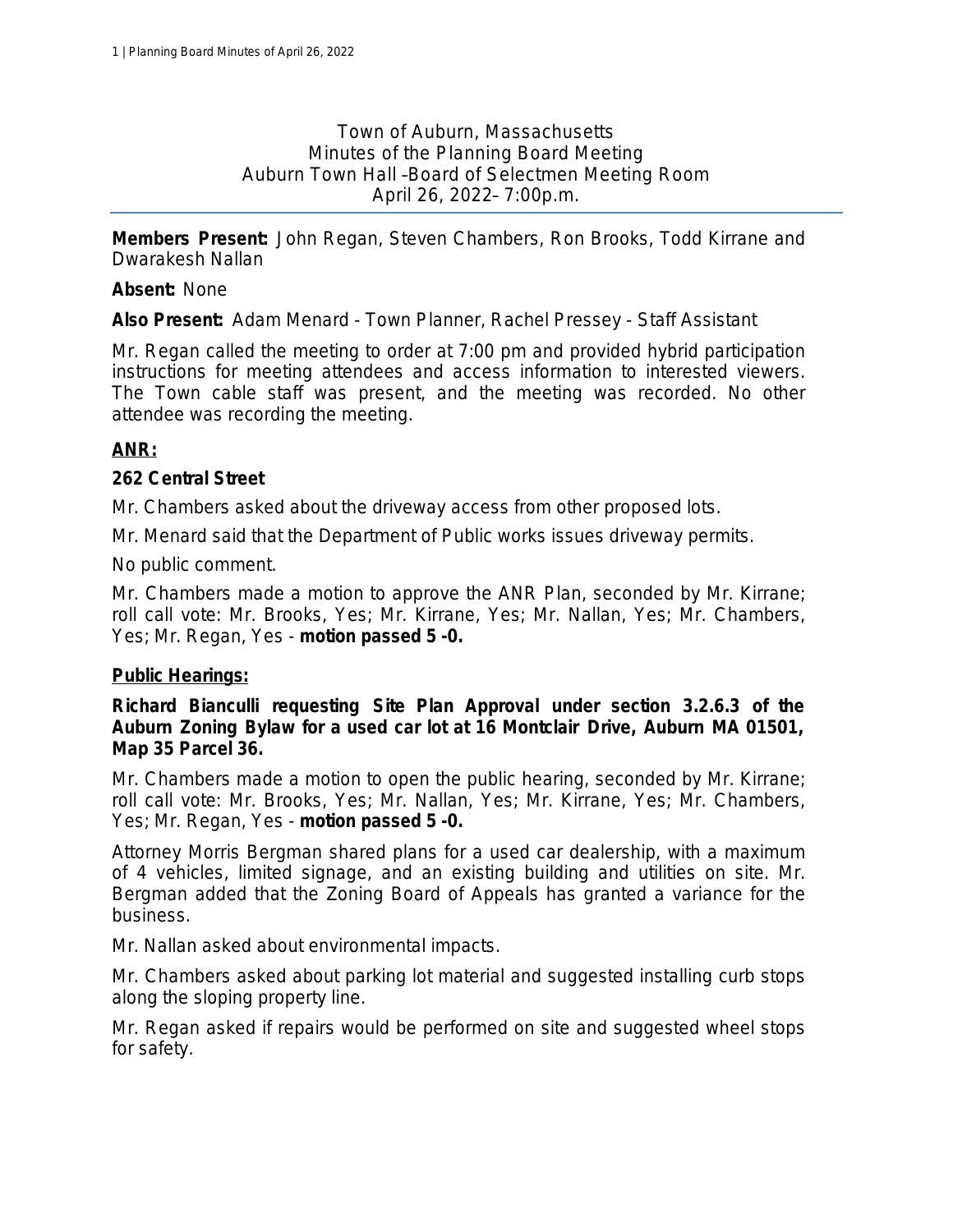Town of Auburn, Massachusetts
Minutes of the Planning Board Meeting
Auburn Town Hall –Board of Selectmen Meeting Room
April 26, 2022– 7:00p.m.

---

**Members Present:** John Regan, Steven Chambers, Ron Brooks, Todd Kirrane and Dwarakesh Nallan

**Absent:** None

**Also Present:** Adam Menard - Town Planner, Rachel Pressey - Staff Assistant

Mr. Regan called the meeting to order at 7:00 pm and provided hybrid participation instructions for meeting attendees and access information to interested viewers. The Town cable staff was present, and the meeting was recorded. No other attendee was recording the meeting.

**ANR:**

**262 Central Street**

Mr. Chambers asked about the driveway access from other proposed lots.

Mr. Menard said that the Department of Public works issues driveway permits.

No public comment.

Mr. Chambers made a motion to approve the ANR Plan, seconded by Mr. Kirrane; roll call vote: Mr. Brooks, Yes; Mr. Kirrane, Yes; Mr. Nallan, Yes; Mr. Chambers, Yes; Mr. Regan, Yes - **motion passed 5 -0.**

**Public Hearings:**

**Richard Bianculli requesting Site Plan Approval under section 3.2.6.3 of the Auburn Zoning Bylaw for a used car lot at 16 Montclair Drive, Auburn MA 01501, Map 35 Parcel 36.**

Mr. Chambers made a motion to open the public hearing, seconded by Mr. Kirrane; roll call vote: Mr. Brooks, Yes; Mr. Nallan, Yes; Mr. Kirrane, Yes; Mr. Chambers, Yes; Mr. Regan, Yes - **motion passed 5 -0.**

Attorney Morris Bergman shared plans for a used car dealership, with a maximum of 4 vehicles, limited signage, and an existing building and utilities on site. Mr. Bergman added that the Zoning Board of Appeals has granted a variance for the business.

Mr. Nallan asked about environmental impacts.

Mr. Chambers asked about parking lot material and suggested installing curb stops along the sloping property line.

Mr. Regan asked if repairs would be performed on site and suggested wheel stops for safety.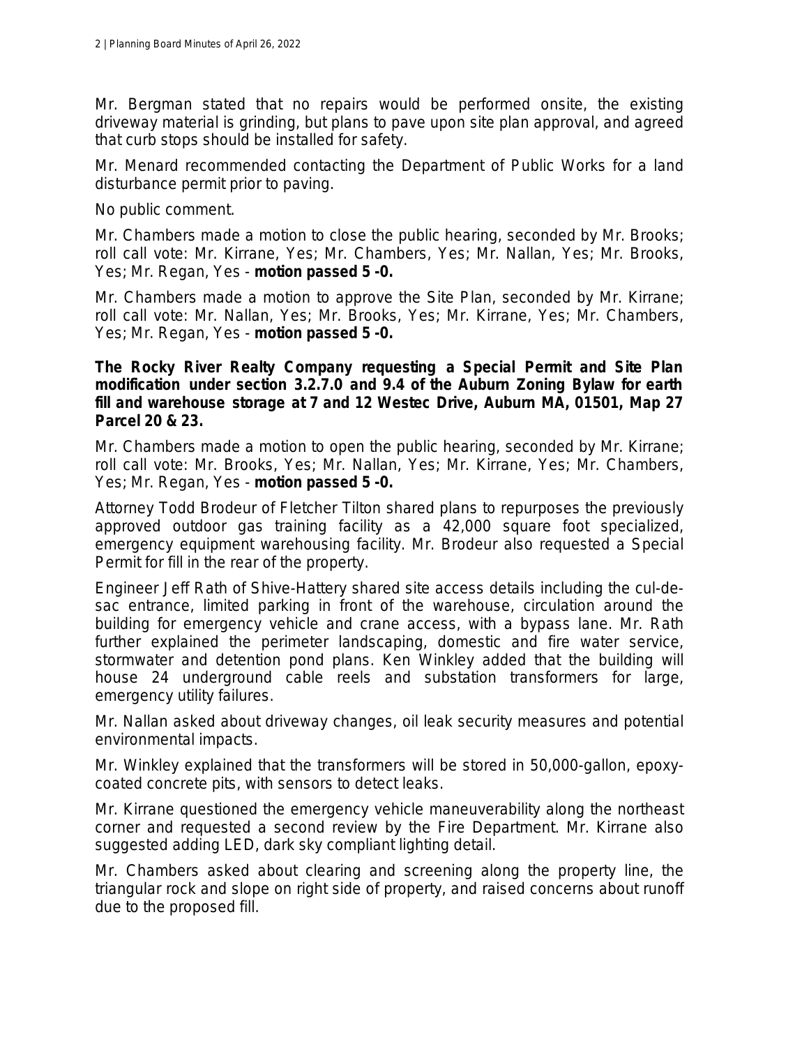Mr. Bergman stated that no repairs would be performed onsite, the existing driveway material is grinding, but plans to pave upon site plan approval, and agreed that curb stops should be installed for safety.

Mr. Menard recommended contacting the Department of Public Works for a land disturbance permit prior to paving.

No public comment.

Mr. Chambers made a motion to close the public hearing, seconded by Mr. Brooks; roll call vote: Mr. Kirrane, Yes; Mr. Chambers, Yes; Mr. Nallan, Yes; Mr. Brooks, Yes; Mr. Regan, Yes - **motion passed 5 -0.**

Mr. Chambers made a motion to approve the Site Plan, seconded by Mr. Kirrane; roll call vote: Mr. Nallan, Yes; Mr. Brooks, Yes; Mr. Kirrane, Yes; Mr. Chambers, Yes; Mr. Regan, Yes - **motion passed 5 -0.**

**The Rocky River Realty Company requesting a Special Permit and Site Plan modification under section 3.2.7.0 and 9.4 of the Auburn Zoning Bylaw for earth fill and warehouse storage at 7 and 12 Westec Drive, Auburn MA, 01501, Map 27 Parcel 20 & 23.**

Mr. Chambers made a motion to open the public hearing, seconded by Mr. Kirrane; roll call vote: Mr. Brooks, Yes; Mr. Nallan, Yes; Mr. Kirrane, Yes; Mr. Chambers, Yes; Mr. Regan, Yes - **motion passed 5 -0.**

Attorney Todd Brodeur of Fletcher Tilton shared plans to repurposes the previously approved outdoor gas training facility as a 42,000 square foot specialized, emergency equipment warehousing facility. Mr. Brodeur also requested a Special Permit for fill in the rear of the property.

Engineer Jeff Rath of Shive-Hattery shared site access details including the cul-de-sac entrance, limited parking in front of the warehouse, circulation around the building for emergency vehicle and crane access, with a bypass lane. Mr. Rath further explained the perimeter landscaping, domestic and fire water service, stormwater and detention pond plans. Ken Winkley added that the building will house 24 underground cable reels and substation transformers for large, emergency utility failures.

Mr. Nallan asked about driveway changes, oil leak security measures and potential environmental impacts.

Mr. Winkley explained that the transformers will be stored in 50,000-gallon, epoxy-coated concrete pits, with sensors to detect leaks.

Mr. Kirrane questioned the emergency vehicle maneuverability along the northeast corner and requested a second review by the Fire Department. Mr. Kirrane also suggested adding LED, dark sky compliant lighting detail.

Mr. Chambers asked about clearing and screening along the property line, the triangular rock and slope on right side of property, and raised concerns about runoff due to the proposed fill.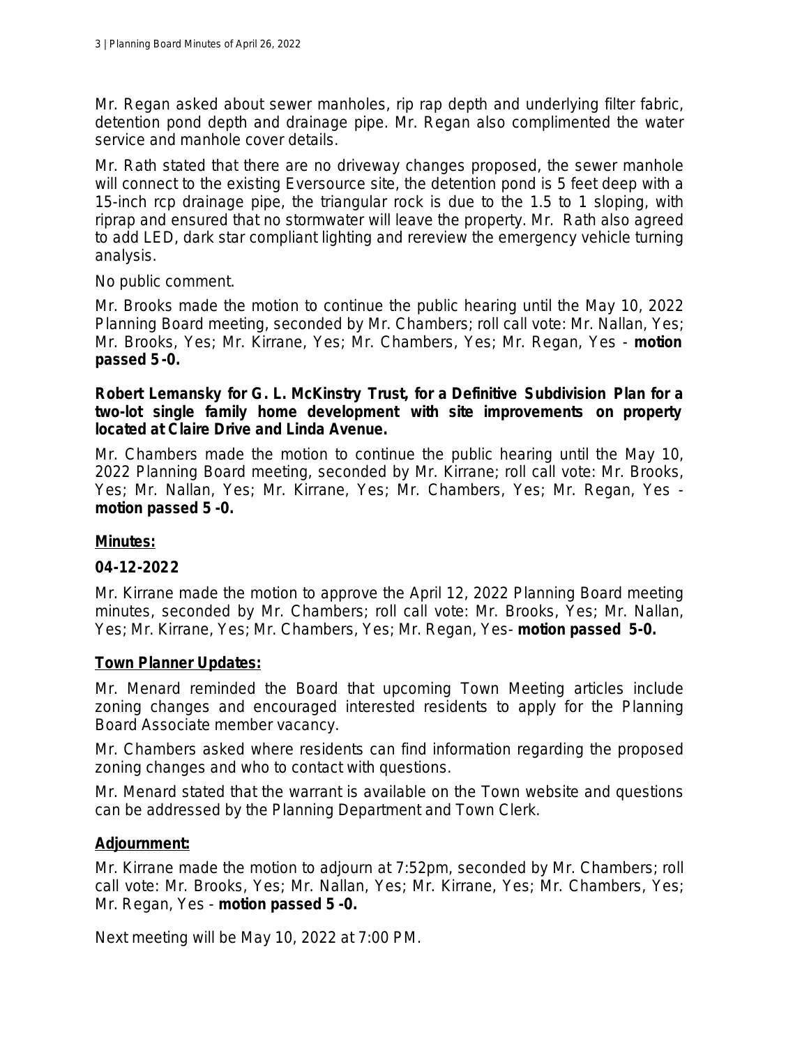Mr. Regan asked about sewer manholes, rip rap depth and underlying filter fabric, detention pond depth and drainage pipe. Mr. Regan also complimented the water service and manhole cover details.

Mr. Rath stated that there are no driveway changes proposed, the sewer manhole will connect to the existing Eversource site, the detention pond is 5 feet deep with a 15-inch rcp drainage pipe, the triangular rock is due to the 1.5 to 1 sloping, with riprap and ensured that no stormwater will leave the property. Mr. Rath also agreed to add LED, dark star compliant lighting and rereview the emergency vehicle turning analysis.

No public comment.

Mr. Brooks made the motion to continue the public hearing until the May 10, 2022 Planning Board meeting, seconded by Mr. Chambers; roll call vote: Mr. Nallan, Yes; Mr. Brooks, Yes; Mr. Kirrane, Yes; Mr. Chambers, Yes; Mr. Regan, Yes - **motion passed 5-0.**

**Robert Lemansky for G. L. McKinstry Trust, for a Definitive Subdivision Plan for a two-lot single family home development with site improvements on property located at Claire Drive and Linda Avenue.**

Mr. Chambers made the motion to continue the public hearing until the May 10, 2022 Planning Board meeting, seconded by Mr. Kirrane; roll call vote: Mr. Brooks, Yes; Mr. Nallan, Yes; Mr. Kirrane, Yes; Mr. Chambers, Yes; Mr. Regan, Yes - **motion passed 5-0.**

**Minutes:**

**04-12-2022**

Mr. Kirrane made the motion to approve the April 12, 2022 Planning Board meeting minutes, seconded by Mr. Chambers; roll call vote: Mr. Brooks, Yes; Mr. Nallan, Yes; Mr. Kirrane, Yes; Mr. Chambers, Yes; Mr. Regan, Yes- **motion passed 5-0.**

**Town Planner Updates:**

Mr. Menard reminded the Board that upcoming Town Meeting articles include zoning changes and encouraged interested residents to apply for the Planning Board Associate member vacancy.

Mr. Chambers asked where residents can find information regarding the proposed zoning changes and who to contact with questions.

Mr. Menard stated that the warrant is available on the Town website and questions can be addressed by the Planning Department and Town Clerk.

**Adjournment:**

Mr. Kirrane made the motion to adjourn at 7:52pm, seconded by Mr. Chambers; roll call vote: Mr. Brooks, Yes; Mr. Nallan, Yes; Mr. Kirrane, Yes; Mr. Chambers, Yes; Mr. Regan, Yes - **motion passed 5-0.**

Next meeting will be May 10, 2022 at 7:00 PM.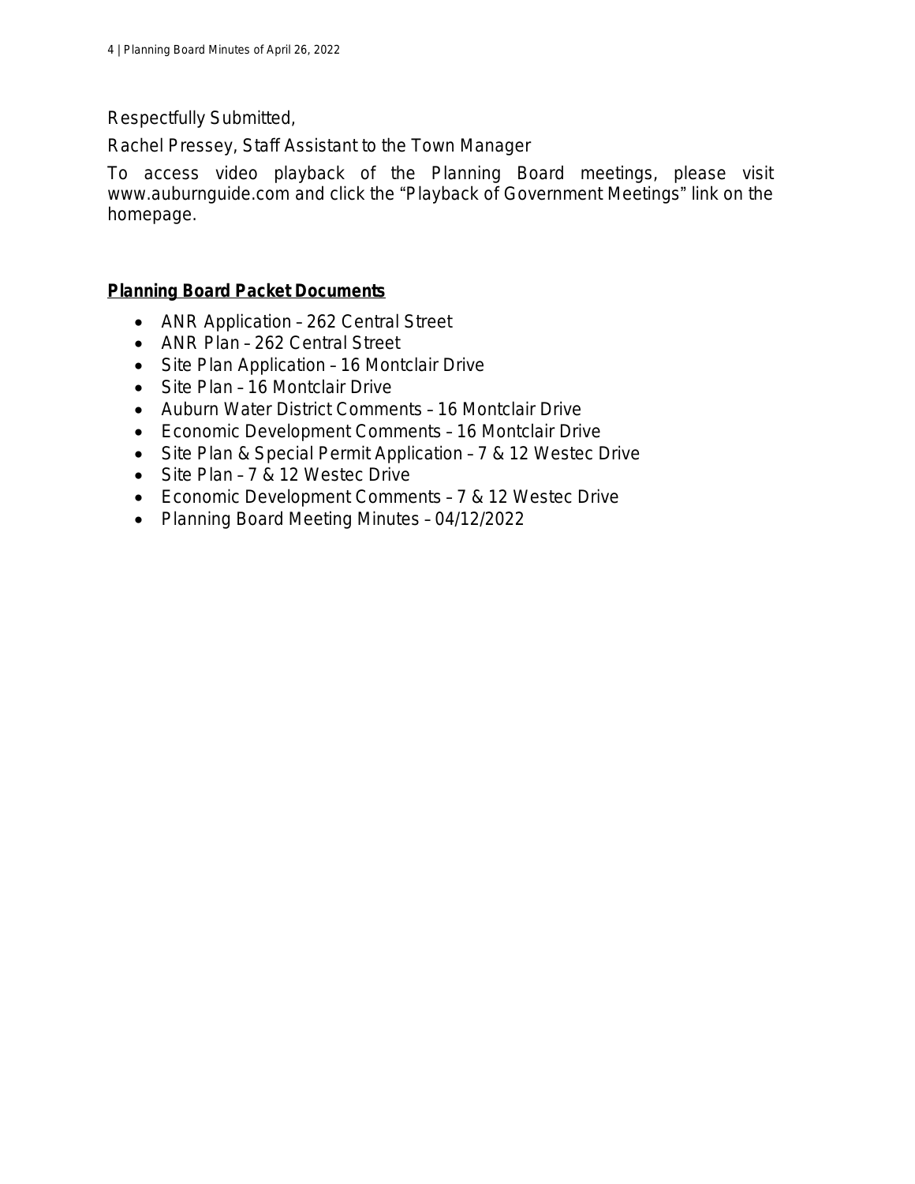Respectfully Submitted,

Rachel Pressey, Staff Assistant to the Town Manager

To access video playback of the Planning Board meetings, please visit www.auburnguide.com and click the "Playback of Government Meetings" link on the homepage.

**Planning Board Packet Documents**

- ANR Application – 262 Central Street
- ANR Plan – 262 Central Street
- Site Plan Application – 16 Montclair Drive
- Site Plan – 16 Montclair Drive
- Auburn Water District Comments – 16 Montclair Drive
- Economic Development Comments – 16 Montclair Drive
- Site Plan & Special Permit Application – 7 & 12 Westec Drive
- Site Plan – 7 & 12 Westec Drive
- Economic Development Comments – 7 & 12 Westec Drive
- Planning Board Meeting Minutes – 04/12/2022